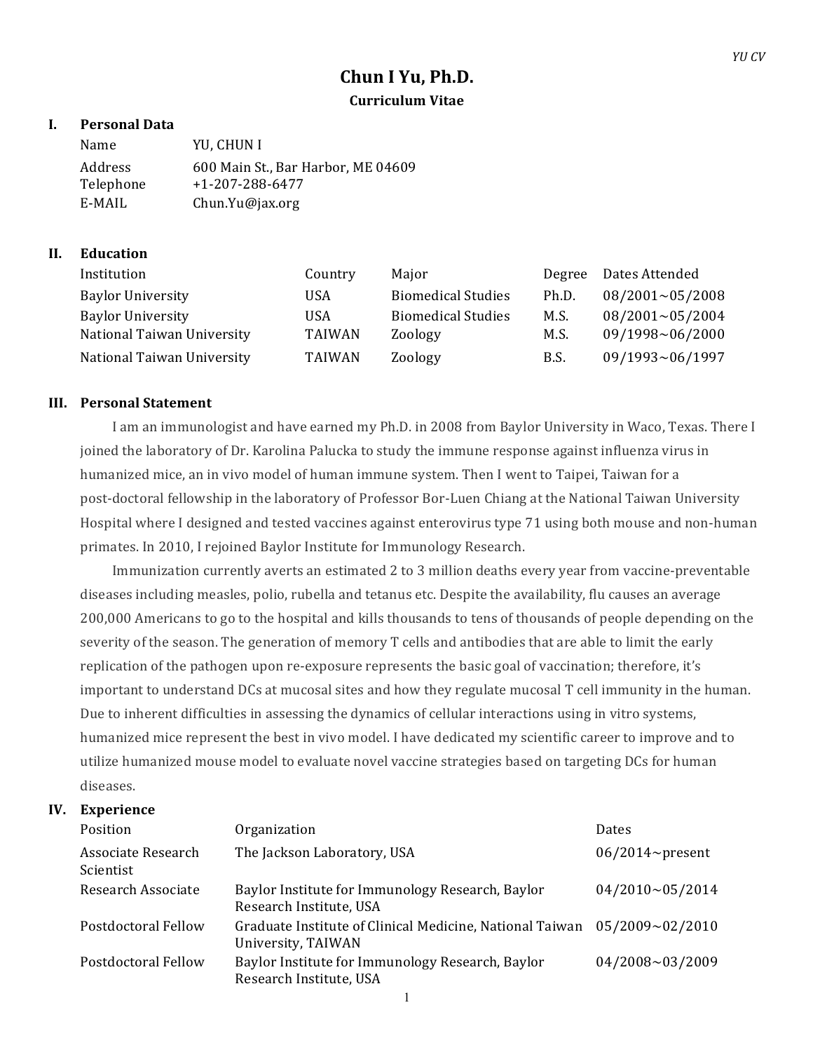# Chun I Yu, Ph.D.

**Curriculum Vitae**

## I. Personal Data

| | |
|---|---|
| Name | YU, CHUN I |
| Address | 600 Main St., Bar Harbor, ME 04609 |
| Telephone | +1-207-288-6477 |
| E-MAIL | Chun.Yu@jax.org |

## II. Education

| Institution | Country | Major | Degree | Dates Attended |
|---|---|---|---|---|
| Baylor University | USA | Biomedical Studies | Ph.D. | 08/2001~05/2008 |
| Baylor University | USA | Biomedical Studies | M.S. | 08/2001~05/2004 |
| National Taiwan University | TAIWAN | Zoology | M.S. | 09/1998~06/2000 |
| National Taiwan University | TAIWAN | Zoology | B.S. | 09/1993~06/1997 |

## III. Personal Statement

I am an immunologist and have earned my Ph.D. in 2008 from Baylor University in Waco, Texas. There I joined the laboratory of Dr. Karolina Palucka to study the immune response against influenza virus in humanized mice, an in vivo model of human immune system. Then I went to Taipei, Taiwan for a post-doctoral fellowship in the laboratory of Professor Bor-Luen Chiang at the National Taiwan University Hospital where I designed and tested vaccines against enterovirus type 71 using both mouse and non-human primates. In 2010, I rejoined Baylor Institute for Immunology Research.

Immunization currently averts an estimated 2 to 3 million deaths every year from vaccine-preventable diseases including measles, polio, rubella and tetanus etc. Despite the availability, flu causes an average 200,000 Americans to go to the hospital and kills thousands to tens of thousands of people depending on the severity of the season. The generation of memory T cells and antibodies that are able to limit the early replication of the pathogen upon re-exposure represents the basic goal of vaccination; therefore, it's important to understand DCs at mucosal sites and how they regulate mucosal T cell immunity in the human. Due to inherent difficulties in assessing the dynamics of cellular interactions using in vitro systems, humanized mice represent the best in vivo model. I have dedicated my scientific career to improve and to utilize humanized mouse model to evaluate novel vaccine strategies based on targeting DCs for human diseases.

## IV. Experience

| Position | Organization | Dates |
|---|---|---|
| Associate Research Scientist | The Jackson Laboratory, USA | 06/2014~present |
| Research Associate | Baylor Institute for Immunology Research, Baylor Research Institute, USA | 04/2010~05/2014 |
| Postdoctoral Fellow | Graduate Institute of Clinical Medicine, National Taiwan University, TAIWAN | 05/2009~02/2010 |
| Postdoctoral Fellow | Baylor Institute for Immunology Research, Baylor Research Institute, USA | 04/2008~03/2009 |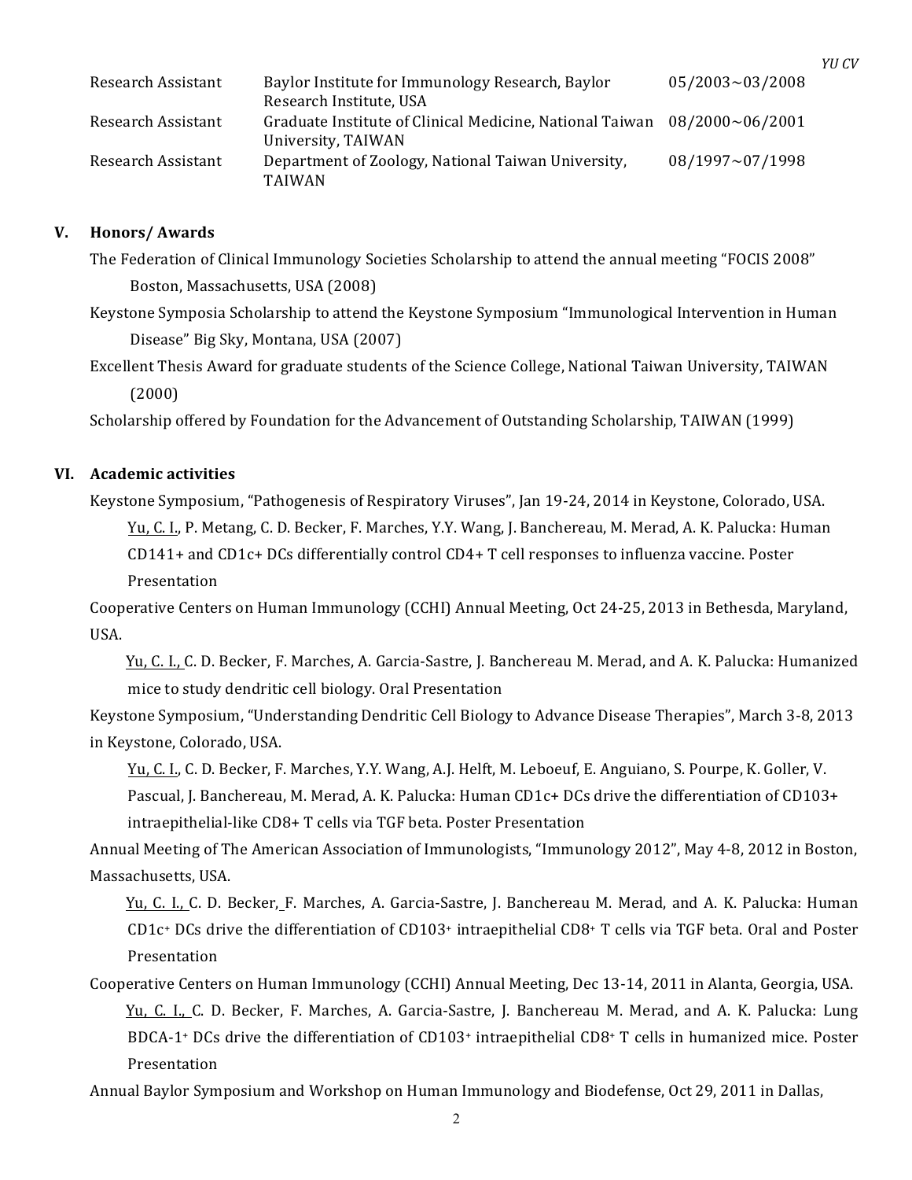| | | |
|---|---|---|
| Research Assistant | Baylor Institute for Immunology Research, Baylor Research Institute, USA | 05/2003~03/2008 |
| Research Assistant | Graduate Institute of Clinical Medicine, National Taiwan University, TAIWAN | 08/2000~06/2001 |
| Research Assistant | Department of Zoology, National Taiwan University, TAIWAN | 08/1997~07/1998 |

## V. Honors/ Awards

The Federation of Clinical Immunology Societies Scholarship to attend the annual meeting "FOCIS 2008" Boston, Massachusetts, USA (2008)

Keystone Symposia Scholarship to attend the Keystone Symposium "Immunological Intervention in Human Disease" Big Sky, Montana, USA (2007)

Excellent Thesis Award for graduate students of the Science College, National Taiwan University, TAIWAN (2000)

Scholarship offered by Foundation for the Advancement of Outstanding Scholarship, TAIWAN (1999)

## VI. Academic activities

Keystone Symposium, "Pathogenesis of Respiratory Viruses", Jan 19-24, 2014 in Keystone, Colorado, USA.

Yu, C. I., P. Metang, C. D. Becker, F. Marches, Y.Y. Wang, J. Banchereau, M. Merad, A. K. Palucka: Human CD141+ and CD1c+ DCs differentially control CD4+ T cell responses to influenza vaccine. Poster Presentation

Cooperative Centers on Human Immunology (CCHI) Annual Meeting, Oct 24-25, 2013 in Bethesda, Maryland, USA.

Yu, C. I., C. D. Becker, F. Marches, A. Garcia-Sastre, J. Banchereau M. Merad, and A. K. Palucka: Humanized mice to study dendritic cell biology. Oral Presentation

Keystone Symposium, "Understanding Dendritic Cell Biology to Advance Disease Therapies", March 3-8, 2013 in Keystone, Colorado, USA.

Yu, C. I., C. D. Becker, F. Marches, Y.Y. Wang, A.J. Helft, M. Leboeuf, E. Anguiano, S. Pourpe, K. Goller, V. Pascual, J. Banchereau, M. Merad, A. K. Palucka: Human CD1c+ DCs drive the differentiation of CD103+ intraepithelial-like CD8+ T cells via TGF beta. Poster Presentation

Annual Meeting of The American Association of Immunologists, "Immunology 2012", May 4-8, 2012 in Boston, Massachusetts, USA.

Yu, C. I., C. D. Becker, F. Marches, A. Garcia-Sastre, J. Banchereau M. Merad, and A. K. Palucka: Human $CD1c^{+}$ DCs drive the differentiation of $CD103^{+}$ intraepithelial $CD8^{+}$ T cells via TGF beta. Oral and Poster Presentation

Cooperative Centers on Human Immunology (CCHI) Annual Meeting, Dec 13-14, 2011 in Alanta, Georgia, USA.

Yu, C. I., C. D. Becker, F. Marches, A. Garcia-Sastre, J. Banchereau M. Merad, and A. K. Palucka: Lung $BDCA\text{-}1^{+}$ DCs drive the differentiation of $CD103^{+}$ intraepithelial $CD8^{+}$ T cells in humanized mice. Poster Presentation

Annual Baylor Symposium and Workshop on Human Immunology and Biodefense, Oct 29, 2011 in Dallas,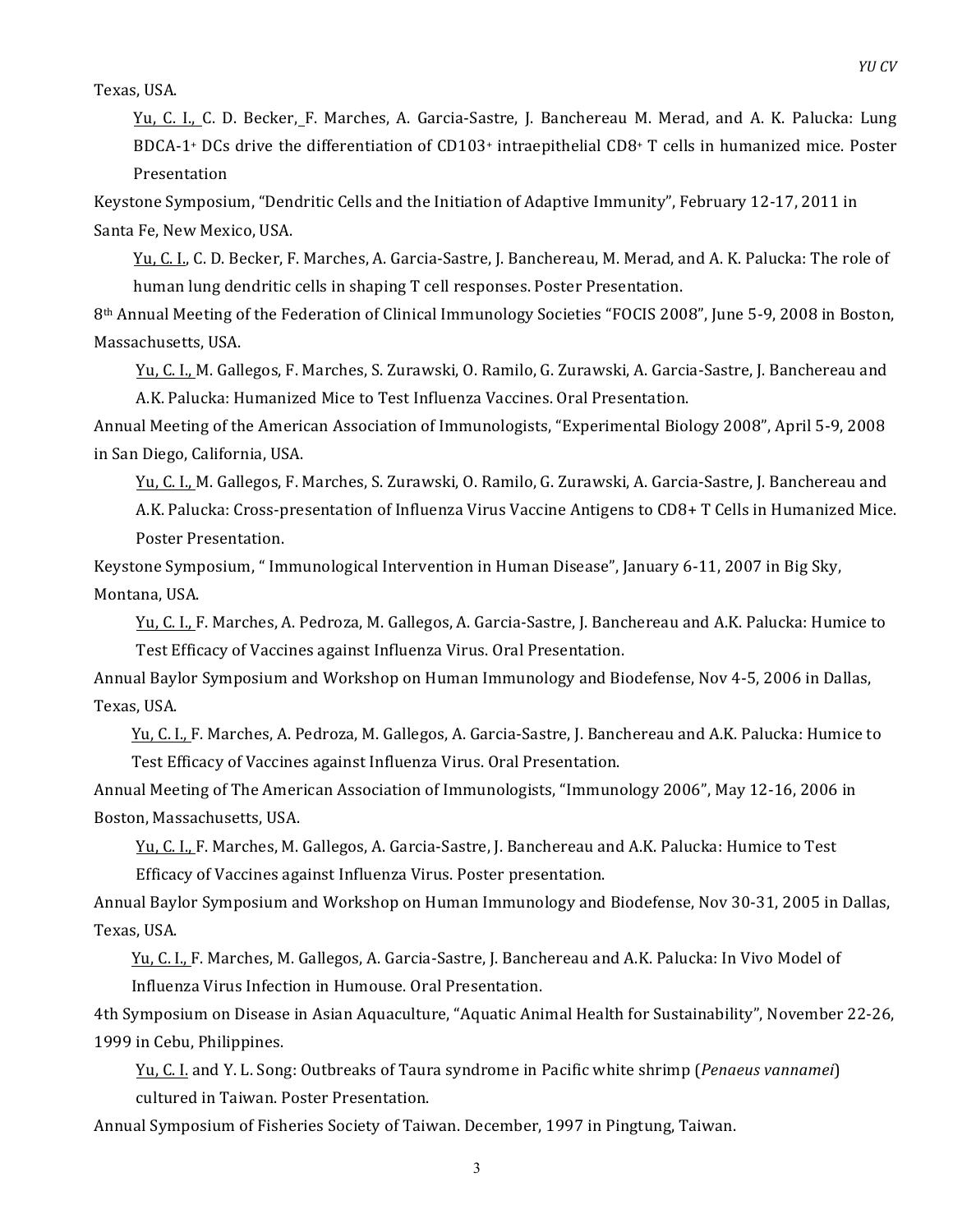Texas, USA.

<u>Yu, C. I.,</u> C. D. Becker, F. Marches, A. Garcia-Sastre, J. Banchereau M. Merad, and A. K. Palucka: Lung BDCA-1+ DCs drive the differentiation of CD103+ intraepithelial CD8+ T cells in humanized mice. Poster Presentation

Keystone Symposium, "Dendritic Cells and the Initiation of Adaptive Immunity", February 12-17, 2011 in Santa Fe, New Mexico, USA.

<u>Yu, C. I.</u>, C. D. Becker, F. Marches, A. Garcia-Sastre, J. Banchereau, M. Merad, and A. K. Palucka: The role of human lung dendritic cells in shaping T cell responses. Poster Presentation.

8th Annual Meeting of the Federation of Clinical Immunology Societies "FOCIS 2008", June 5-9, 2008 in Boston, Massachusetts, USA.

<u>Yu, C. I.,</u> M. Gallegos, F. Marches, S. Zurawski, O. Ramilo, G. Zurawski, A. Garcia-Sastre, J. Banchereau and A.K. Palucka: Humanized Mice to Test Influenza Vaccines. Oral Presentation.

Annual Meeting of the American Association of Immunologists, "Experimental Biology 2008", April 5-9, 2008 in San Diego, California, USA.

<u>Yu, C. I.,</u> M. Gallegos, F. Marches, S. Zurawski, O. Ramilo, G. Zurawski, A. Garcia-Sastre, J. Banchereau and A.K. Palucka: Cross-presentation of Influenza Virus Vaccine Antigens to CD8+ T Cells in Humanized Mice. Poster Presentation.

Keystone Symposium, " Immunological Intervention in Human Disease", January 6-11, 2007 in Big Sky, Montana, USA.

<u>Yu, C. I.,</u> F. Marches, A. Pedroza, M. Gallegos, A. Garcia-Sastre, J. Banchereau and A.K. Palucka: Humice to Test Efficacy of Vaccines against Influenza Virus. Oral Presentation.

Annual Baylor Symposium and Workshop on Human Immunology and Biodefense, Nov 4-5, 2006 in Dallas, Texas, USA.

<u>Yu, C. I.,</u> F. Marches, A. Pedroza, M. Gallegos, A. Garcia-Sastre, J. Banchereau and A.K. Palucka: Humice to Test Efficacy of Vaccines against Influenza Virus. Oral Presentation.

Annual Meeting of The American Association of Immunologists, "Immunology 2006", May 12-16, 2006 in Boston, Massachusetts, USA.

<u>Yu, C. I.,</u> F. Marches, M. Gallegos, A. Garcia-Sastre, J. Banchereau and A.K. Palucka: Humice to Test Efficacy of Vaccines against Influenza Virus. Poster presentation.

Annual Baylor Symposium and Workshop on Human Immunology and Biodefense, Nov 30-31, 2005 in Dallas, Texas, USA.

<u>Yu, C. I.,</u> F. Marches, M. Gallegos, A. Garcia-Sastre, J. Banchereau and A.K. Palucka: In Vivo Model of Influenza Virus Infection in Humouse. Oral Presentation.

4th Symposium on Disease in Asian Aquaculture, "Aquatic Animal Health for Sustainability", November 22-26, 1999 in Cebu, Philippines.

<u>Yu, C. I.</u> and Y. L. Song: Outbreaks of Taura syndrome in Pacific white shrimp (*Penaeus vannamei*) cultured in Taiwan. Poster Presentation.

Annual Symposium of Fisheries Society of Taiwan. December, 1997 in Pingtung, Taiwan.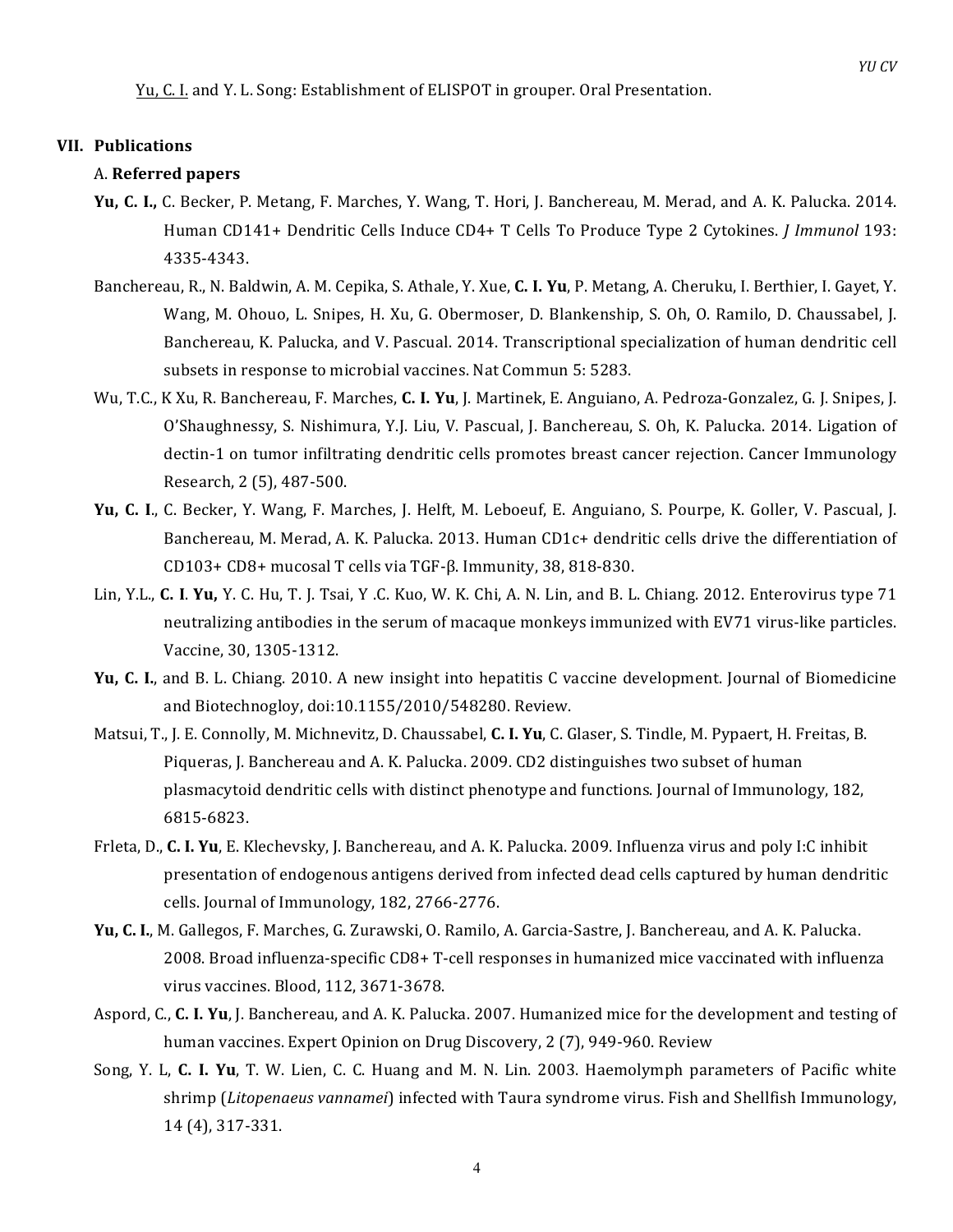<u>Yu, C. I.</u> and Y. L. Song: Establishment of ELISPOT in grouper. Oral Presentation.

## VII. Publications

### A. **Referred papers**

**Yu, C. I.,** C. Becker, P. Metang, F. Marches, Y. Wang, T. Hori, J. Banchereau, M. Merad, and A. K. Palucka. 2014. Human CD141+ Dendritic Cells Induce CD4+ T Cells To Produce Type 2 Cytokines. *J Immunol* 193: 4335-4343.

Banchereau, R., N. Baldwin, A. M. Cepika, S. Athale, Y. Xue, **C. I. Yu**, P. Metang, A. Cheruku, I. Berthier, I. Gayet, Y. Wang, M. Ohouo, L. Snipes, H. Xu, G. Obermoser, D. Blankenship, S. Oh, O. Ramilo, D. Chaussabel, J. Banchereau, K. Palucka, and V. Pascual. 2014. Transcriptional specialization of human dendritic cell subsets in response to microbial vaccines. Nat Commun 5: 5283.

Wu, T.C., K Xu, R. Banchereau, F. Marches, **C. I. Yu**, J. Martinek, E. Anguiano, A. Pedroza-Gonzalez, G. J. Snipes, J. O'Shaughnessy, S. Nishimura, Y.J. Liu, V. Pascual, J. Banchereau, S. Oh, K. Palucka. 2014. Ligation of dectin-1 on tumor infiltrating dendritic cells promotes breast cancer rejection. Cancer Immunology Research, 2 (5), 487-500.

**Yu, C. I**., C. Becker, Y. Wang, F. Marches, J. Helft, M. Leboeuf, E. Anguiano, S. Pourpe, K. Goller, V. Pascual, J. Banchereau, M. Merad, A. K. Palucka. 2013. Human CD1c+ dendritic cells drive the differentiation of CD103+ CD8+ mucosal T cells via TGF-β. Immunity, 38, 818-830.

Lin, Y.L., **C. I. Yu,** Y. C. Hu, T. J. Tsai, Y .C. Kuo, W. K. Chi, A. N. Lin, and B. L. Chiang. 2012. Enterovirus type 71 neutralizing antibodies in the serum of macaque monkeys immunized with EV71 virus-like particles. Vaccine, 30, 1305-1312.

**Yu, C. I.**, and B. L. Chiang. 2010. A new insight into hepatitis C vaccine development. Journal of Biomedicine and Biotechnogloy, doi:10.1155/2010/548280. Review.

Matsui, T., J. E. Connolly, M. Michnevitz, D. Chaussabel, **C. I. Yu**, C. Glaser, S. Tindle, M. Pypaert, H. Freitas, B. Piqueras, J. Banchereau and A. K. Palucka. 2009. CD2 distinguishes two subset of human plasmacytoid dendritic cells with distinct phenotype and functions. Journal of Immunology, 182, 6815-6823.

Frleta, D., **C. I. Yu**, E. Klechevsky, J. Banchereau, and A. K. Palucka. 2009. Influenza virus and poly I:C inhibit presentation of endogenous antigens derived from infected dead cells captured by human dendritic cells. Journal of Immunology, 182, 2766-2776.

**Yu, C. I.**, M. Gallegos, F. Marches, G. Zurawski, O. Ramilo, A. Garcia-Sastre, J. Banchereau, and A. K. Palucka. 2008. Broad influenza-specific CD8+ T-cell responses in humanized mice vaccinated with influenza virus vaccines. Blood, 112, 3671-3678.

Aspord, C., **C. I. Yu**, J. Banchereau, and A. K. Palucka. 2007. Humanized mice for the development and testing of human vaccines. Expert Opinion on Drug Discovery, 2 (7), 949-960. Review

Song, Y. L, **C. I. Yu**, T. W. Lien, C. C. Huang and M. N. Lin. 2003. Haemolymph parameters of Pacific white shrimp (*Litopenaeus vannamei*) infected with Taura syndrome virus. Fish and Shellfish Immunology, 14 (4), 317-331.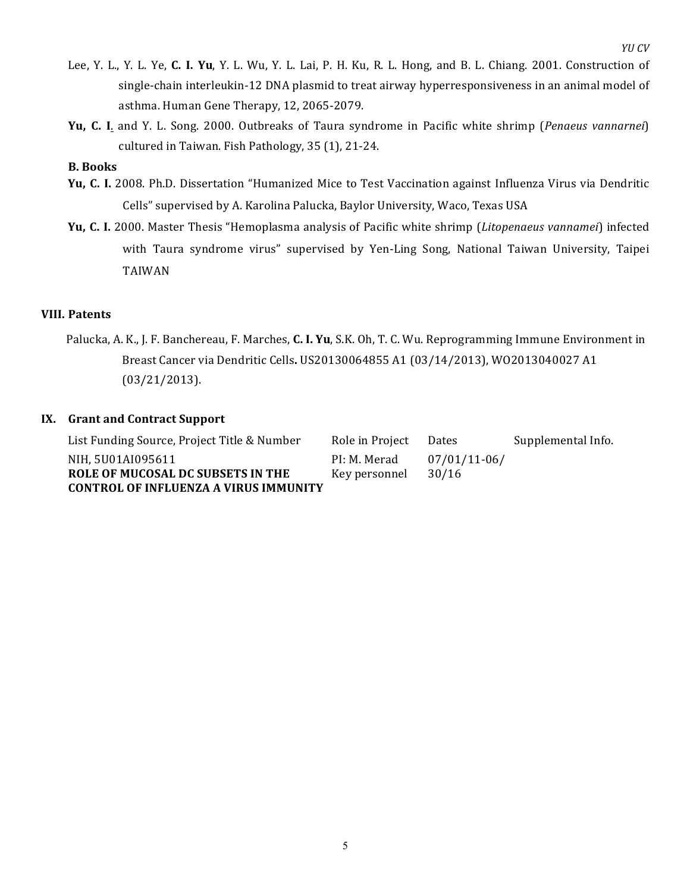Lee, Y. L., Y. L. Ye, **C. I. Yu**, Y. L. Wu, Y. L. Lai, P. H. Ku, R. L. Hong, and B. L. Chiang. 2001. Construction of single-chain interleukin-12 DNA plasmid to treat airway hyperresponsiveness in an animal model of asthma. Human Gene Therapy, 12, 2065-2079.

**Yu, C. I**. and Y. L. Song. 2000. Outbreaks of Taura syndrome in Pacific white shrimp (*Penaeus vannarnei*) cultured in Taiwan. Fish Pathology, 35 (1), 21-24.

**B. Books**

**Yu, C. I.** 2008. Ph.D. Dissertation "Humanized Mice to Test Vaccination against Influenza Virus via Dendritic Cells" supervised by A. Karolina Palucka, Baylor University, Waco, Texas USA

**Yu, C. I.** 2000. Master Thesis "Hemoplasma analysis of Pacific white shrimp (*Litopenaeus vannamei*) infected with Taura syndrome virus" supervised by Yen-Ling Song, National Taiwan University, Taipei TAIWAN

## VIII. Patents

Palucka, A. K., J. F. Banchereau, F. Marches, **C. I. Yu**, S.K. Oh, T. C. Wu. Reprogramming Immune Environment in Breast Cancer via Dendritic Cells**.** US20130064855 A1 (03/14/2013), WO2013040027 A1 (03/21/2013).

## IX. Grant and Contract Support

| List Funding Source, Project Title & Number | Role in Project | Dates | Supplemental Info. |
|---|---|---|---|
| NIH, 5U01AI095611 **ROLE OF MUCOSAL DC SUBSETS IN THE CONTROL OF INFLUENZA A VIRUS IMMUNITY** | PI: M. Merad Key personnel | 07/01/11-06/30/16 | |